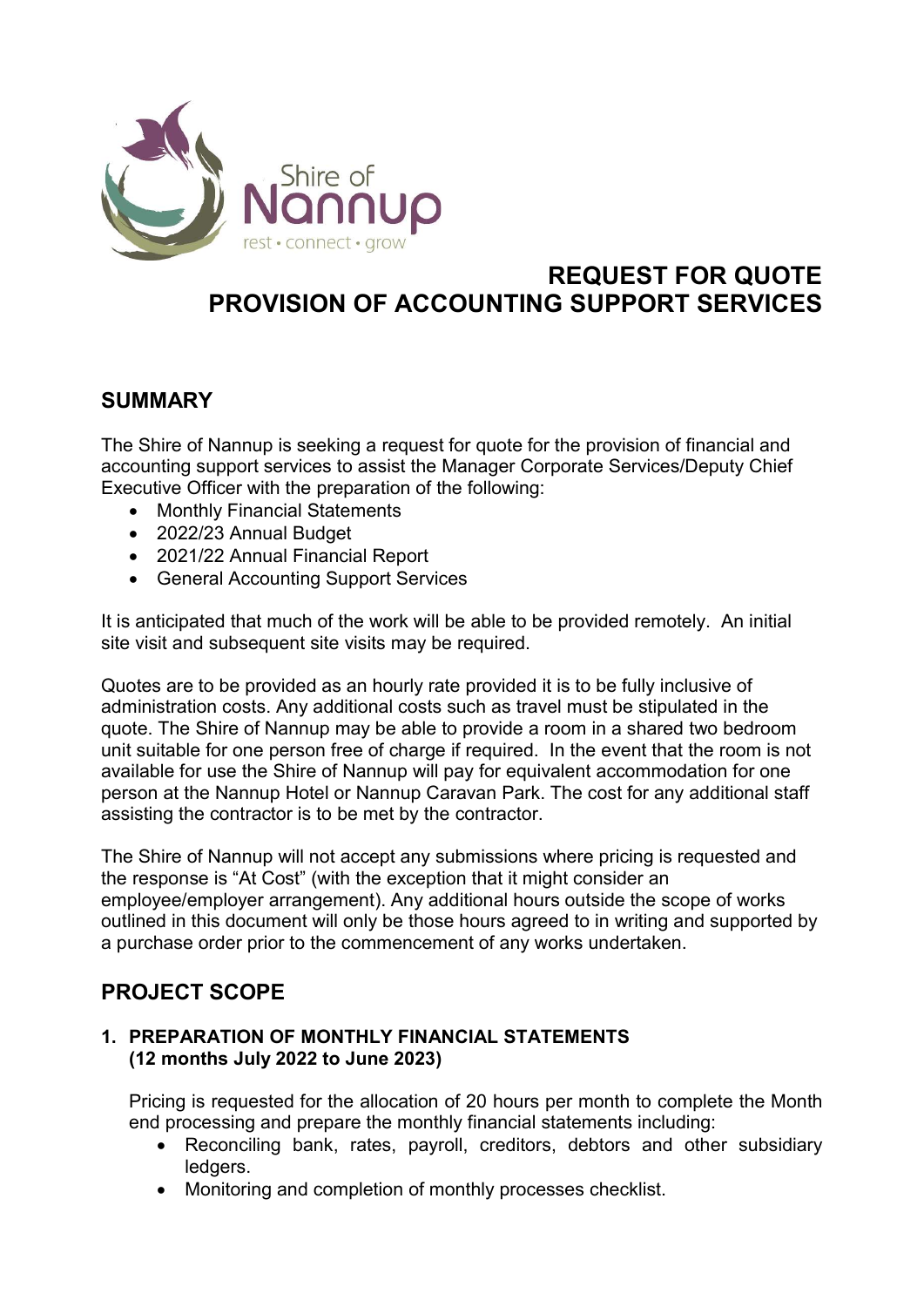Shire of Nannup

rest • connect • grow

# REQUEST FOR QUOTE
# PROVISION OF ACCOUNTING SUPPORT SERVICES

## SUMMARY

The Shire of Nannup is seeking a request for quote for the provision of financial and accounting support services to assist the Manager Corporate Services/Deputy Chief Executive Officer with the preparation of the following:

- Monthly Financial Statements
- 2022/23 Annual Budget
- 2021/22 Annual Financial Report
- General Accounting Support Services

It is anticipated that much of the work will be able to be provided remotely. An initial site visit and subsequent site visits may be required.

Quotes are to be provided as an hourly rate provided it is to be fully inclusive of administration costs. Any additional costs such as travel must be stipulated in the quote. The Shire of Nannup may be able to provide a room in a shared two bedroom unit suitable for one person free of charge if required. In the event that the room is not available for use the Shire of Nannup will pay for equivalent accommodation for one person at the Nannup Hotel or Nannup Caravan Park. The cost for any additional staff assisting the contractor is to be met by the contractor.

The Shire of Nannup will not accept any submissions where pricing is requested and the response is "At Cost" (with the exception that it might consider an employee/employer arrangement). Any additional hours outside the scope of works outlined in this document will only be those hours agreed to in writing and supported by a purchase order prior to the commencement of any works undertaken.

## PROJECT SCOPE

### 1. PREPARATION OF MONTHLY FINANCIAL STATEMENTS (12 months July 2022 to June 2023)

Pricing is requested for the allocation of 20 hours per month to complete the Month end processing and prepare the monthly financial statements including:

- Reconciling bank, rates, payroll, creditors, debtors and other subsidiary ledgers.
- Monitoring and completion of monthly processes checklist.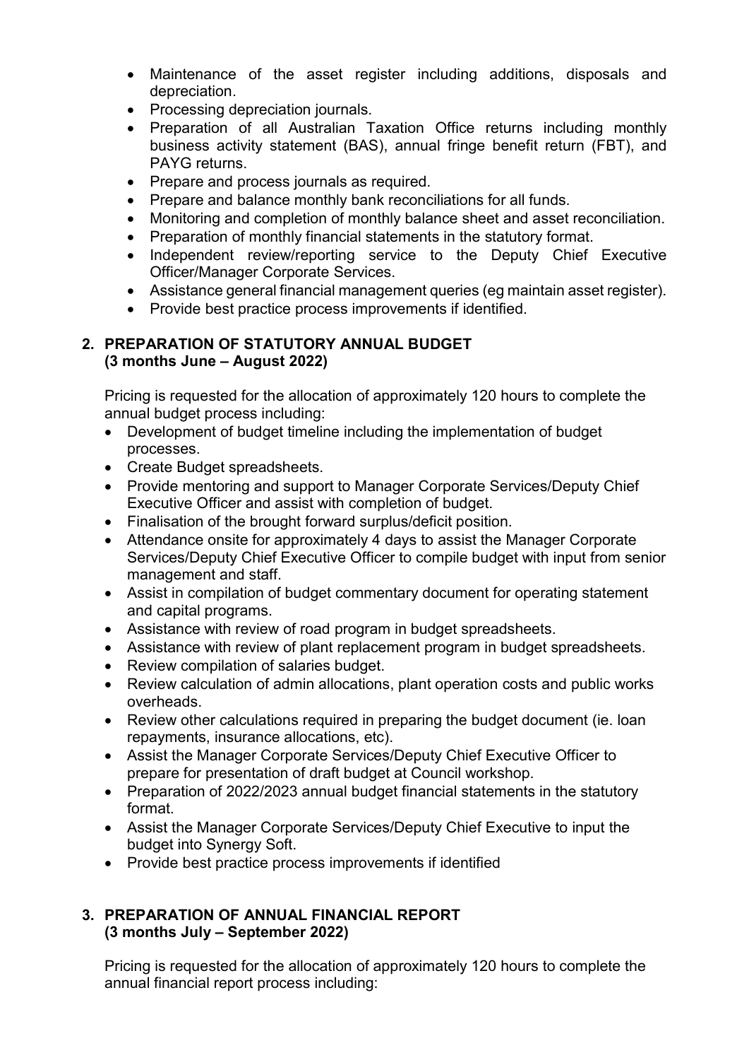- Maintenance of the asset register including additions, disposals and depreciation.
- Processing depreciation journals.
- Preparation of all Australian Taxation Office returns including monthly business activity statement (BAS), annual fringe benefit return (FBT), and PAYG returns.
- Prepare and process journals as required.
- Prepare and balance monthly bank reconciliations for all funds.
- Monitoring and completion of monthly balance sheet and asset reconciliation.
- Preparation of monthly financial statements in the statutory format.
- Independent review/reporting service to the Deputy Chief Executive Officer/Manager Corporate Services.
- Assistance general financial management queries (eg maintain asset register).
- Provide best practice process improvements if identified.

## 2. PREPARATION OF STATUTORY ANNUAL BUDGET (3 months June – August 2022)

Pricing is requested for the allocation of approximately 120 hours to complete the annual budget process including:

- Development of budget timeline including the implementation of budget processes.
- Create Budget spreadsheets.
- Provide mentoring and support to Manager Corporate Services/Deputy Chief Executive Officer and assist with completion of budget.
- Finalisation of the brought forward surplus/deficit position.
- Attendance onsite for approximately 4 days to assist the Manager Corporate Services/Deputy Chief Executive Officer to compile budget with input from senior management and staff.
- Assist in compilation of budget commentary document for operating statement and capital programs.
- Assistance with review of road program in budget spreadsheets.
- Assistance with review of plant replacement program in budget spreadsheets.
- Review compilation of salaries budget.
- Review calculation of admin allocations, plant operation costs and public works overheads.
- Review other calculations required in preparing the budget document (ie. loan repayments, insurance allocations, etc).
- Assist the Manager Corporate Services/Deputy Chief Executive Officer to prepare for presentation of draft budget at Council workshop.
- Preparation of 2022/2023 annual budget financial statements in the statutory format.
- Assist the Manager Corporate Services/Deputy Chief Executive to input the budget into Synergy Soft.
- Provide best practice process improvements if identified

## 3. PREPARATION OF ANNUAL FINANCIAL REPORT (3 months July – September 2022)

Pricing is requested for the allocation of approximately 120 hours to complete the annual financial report process including: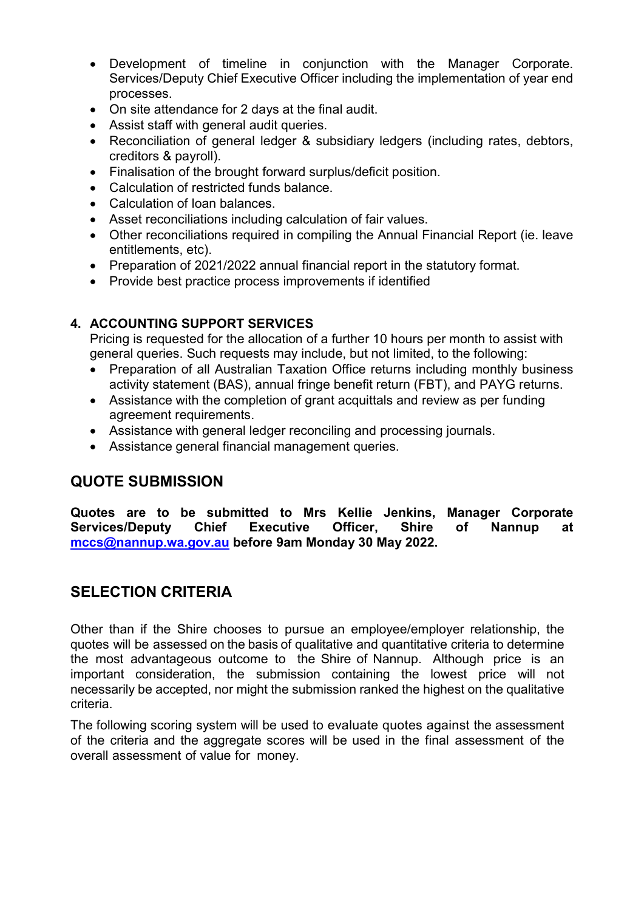- Development of timeline in conjunction with the Manager Corporate. Services/Deputy Chief Executive Officer including the implementation of year end processes.
- On site attendance for 2 days at the final audit.
- Assist staff with general audit queries.
- Reconciliation of general ledger & subsidiary ledgers (including rates, debtors, creditors & payroll).
- Finalisation of the brought forward surplus/deficit position.
- Calculation of restricted funds balance.
- Calculation of loan balances.
- Asset reconciliations including calculation of fair values.
- Other reconciliations required in compiling the Annual Financial Report (ie. leave entitlements, etc).
- Preparation of 2021/2022 annual financial report in the statutory format.
- Provide best practice process improvements if identified

**4. ACCOUNTING SUPPORT SERVICES**

Pricing is requested for the allocation of a further 10 hours per month to assist with general queries. Such requests may include, but not limited, to the following:

- Preparation of all Australian Taxation Office returns including monthly business activity statement (BAS), annual fringe benefit return (FBT), and PAYG returns.
- Assistance with the completion of grant acquittals and review as per funding agreement requirements.
- Assistance with general ledger reconciling and processing journals.
- Assistance general financial management queries.

## QUOTE SUBMISSION

**Quotes are to be submitted to Mrs Kellie Jenkins, Manager Corporate Services/Deputy Chief Executive Officer, Shire of Nannup at mccs@nannup.wa.gov.au before 9am Monday 30 May 2022.**

## SELECTION CRITERIA

Other than if the Shire chooses to pursue an employee/employer relationship, the quotes will be assessed on the basis of qualitative and quantitative criteria to determine the most advantageous outcome to the Shire of Nannup. Although price is an important consideration, the submission containing the lowest price will not necessarily be accepted, nor might the submission ranked the highest on the qualitative criteria.

The following scoring system will be used to evaluate quotes against the assessment of the criteria and the aggregate scores will be used in the final assessment of the overall assessment of value for money.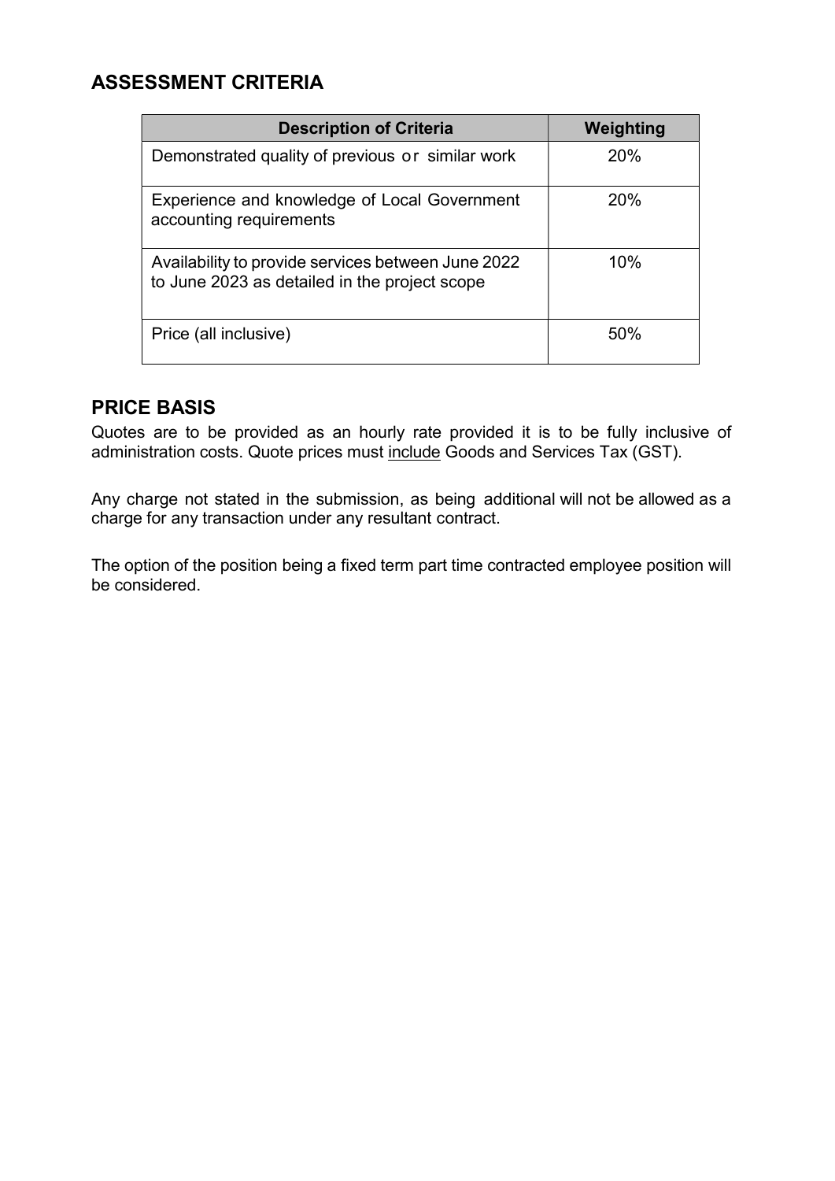## ASSESSMENT CRITERIA

| Description of Criteria | Weighting |
|---|---|
| Demonstrated quality of previous or similar work | 20% |
| Experience and knowledge of Local Government accounting requirements | 20% |
| Availability to provide services between June 2022 to June 2023 as detailed in the project scope | 10% |
| Price (all inclusive) | 50% |

## PRICE BASIS

Quotes are to be provided as an hourly rate provided it is to be fully inclusive of administration costs. Quote prices must include Goods and Services Tax (GST).

Any charge not stated in the submission, as being additional will not be allowed as a charge for any transaction under any resultant contract.

The option of the position being a fixed term part time contracted employee position will be considered.